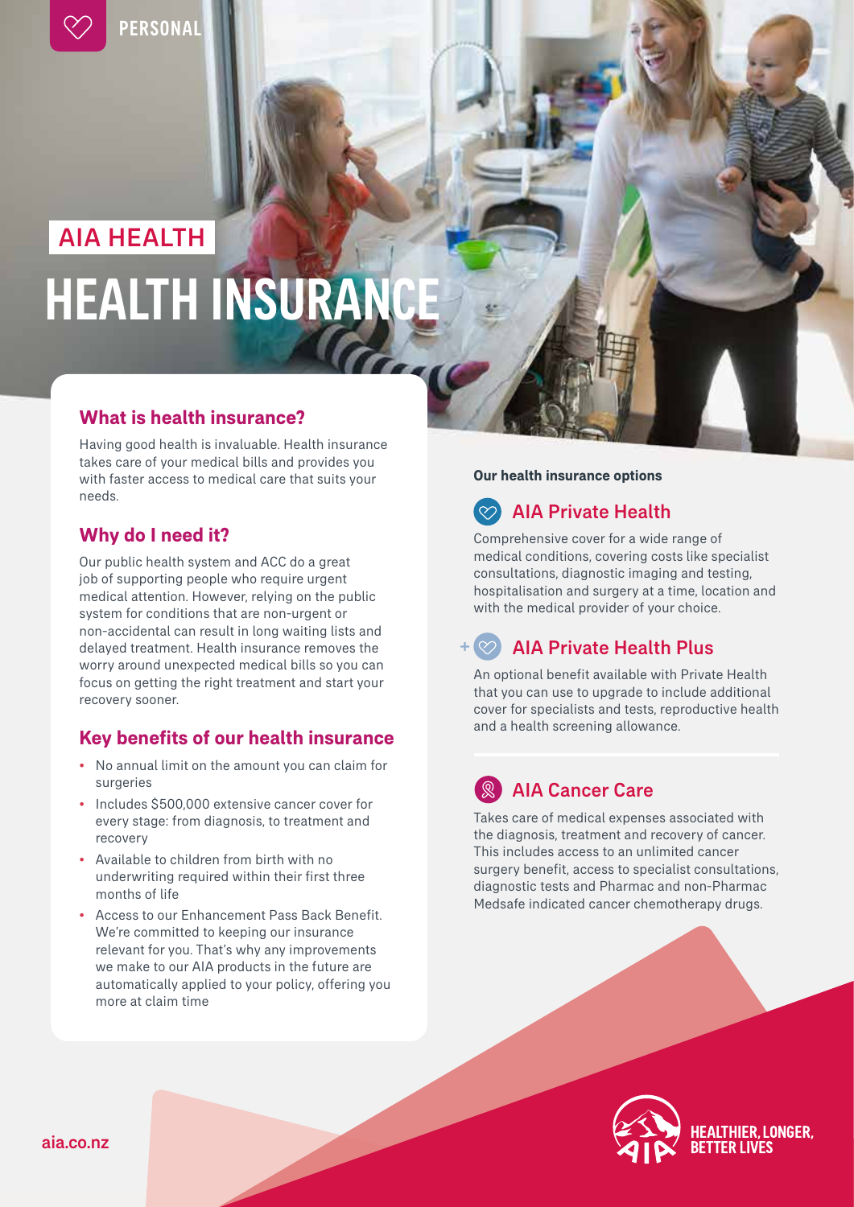PERSONAL

AIA HEALTH

# HEALTH INSURANCE

## What is health insurance?

Having good health is invaluable. Health insurance takes care of your medical bills and provides you with faster access to medical care that suits your needs.

## Why do I need it?

Our public health system and ACC do a great job of supporting people who require urgent medical attention. However, relying on the public system for conditions that are non-urgent or non-accidental can result in long waiting lists and delayed treatment. Health insurance removes the worry around unexpected medical bills so you can focus on getting the right treatment and start your recovery sooner.

## Key benefits of our health insurance

- No annual limit on the amount you can claim for surgeries
- Includes $500,000 extensive cancer cover for every stage: from diagnosis, to treatment and recovery
- Available to children from birth with no underwriting required within their first three months of life
- Access to our Enhancement Pass Back Benefit. We're committed to keeping our insurance relevant for you. That's why any improvements we make to our AIA products in the future are automatically applied to your policy, offering you more at claim time

**Our health insurance options**

### AIA Private Health

Comprehensive cover for a wide range of medical conditions, covering costs like specialist consultations, diagnostic imaging and testing, hospitalisation and surgery at a time, location and with the medical provider of your choice.

### AIA Private Health Plus

An optional benefit available with Private Health that you can use to upgrade to include additional cover for specialists and tests, reproductive health and a health screening allowance.

### AIA Cancer Care

Takes care of medical expenses associated with the diagnosis, treatment and recovery of cancer. This includes access to an unlimited cancer surgery benefit, access to specialist consultations, diagnostic tests and Pharmac and non-Pharmac Medsafe indicated cancer chemotherapy drugs.

aia.co.nz

HEALTHIER, LONGER, BETTER LIVES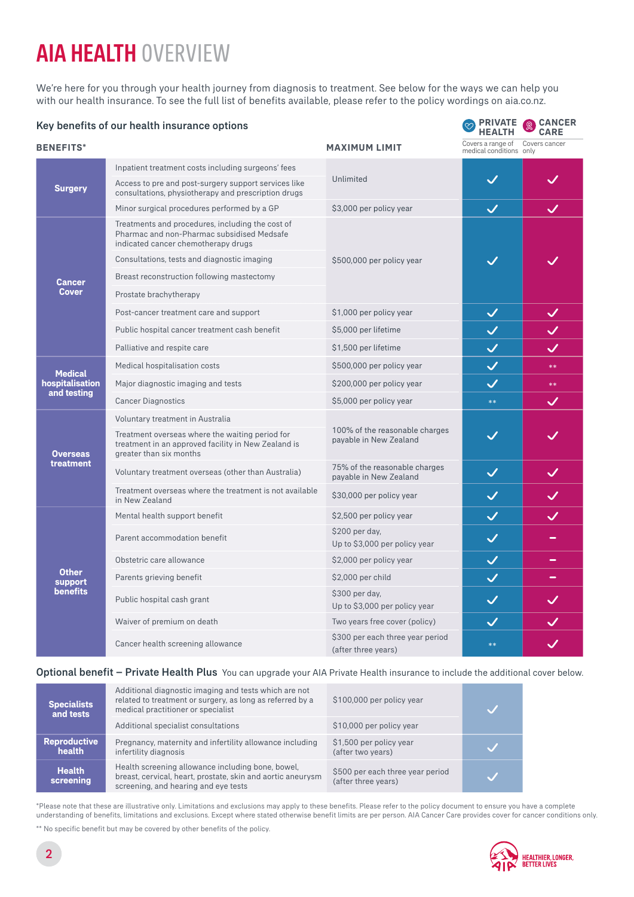# AIA HEALTH OVERVIEW

We're here for you through your health journey from diagnosis to treatment. See below for the ways we can help you with our health insurance. To see the full list of benefits available, please refer to the policy wordings on aia.co.nz.

## Key benefits of our health insurance options

| BENEFITS* | | MAXIMUM LIMIT | PRIVATE HEALTH (Covers a range of medical conditions) | CANCER CARE (Covers cancer only) |
|---|---|---|---|---|
| Surgery | Inpatient treatment costs including surgeons' fees | Unlimited | ✓ | ✓ |
| | Access to pre and post-surgery support services like consultations, physiotherapy and prescription drugs | | | |
| | Minor surgical procedures performed by a GP | $3,000 per policy year | ✓ | ✓ |
| Cancer Cover | Treatments and procedures, including the cost of Pharmac and non-Pharmac subsidised Medsafe indicated cancer chemotherapy drugs | $500,000 per policy year | ✓ | ✓ |
| | Consultations, tests and diagnostic imaging | | | |
| | Breast reconstruction following mastectomy | | | |
| | Prostate brachytherapy | | | |
| | Post-cancer treatment care and support | $1,000 per policy year | ✓ | ✓ |
| | Public hospital cancer treatment cash benefit | $5,000 per lifetime | ✓ | ✓ |
| | Palliative and respite care | $1,500 per lifetime | ✓ | ✓ |
| Medical hospitalisation and testing | Medical hospitalisation costs | $500,000 per policy year | ✓ | ** |
| | Major diagnostic imaging and tests | $200,000 per policy year | ✓ | ** |
| | Cancer Diagnostics | $5,000 per policy year | ** | ✓ |
| Overseas treatment | Voluntary treatment in Australia | 100% of the reasonable charges payable in New Zealand | ✓ | ✓ |
| | Treatment overseas where the waiting period for treatment in an approved facility in New Zealand is greater than six months | | | |
| | Voluntary treatment overseas (other than Australia) | 75% of the reasonable charges payable in New Zealand | ✓ | ✓ |
| | Treatment overseas where the treatment is not available in New Zealand | $30,000 per policy year | ✓ | ✓ |
| Other support benefits | Mental health support benefit | $2,500 per policy year | ✓ | ✓ |
| | Parent accommodation benefit | $200 per day, Up to $3,000 per policy year | ✓ | – |
| | Obstetric care allowance | $2,000 per policy year | ✓ | – |
| | Parents grieving benefit | $2,000 per child | ✓ | – |
| | Public hospital cash grant | $300 per day, Up to $3,000 per policy year | ✓ | ✓ |
| | Waiver of premium on death | Two years free cover (policy) | ✓ | ✓ |
| | Cancer health screening allowance | $300 per each three year period (after three years) | ** | ✓ |

**Optional benefit – Private Health Plus** You can upgrade your AIA Private Health insurance to include the additional cover below.

| | | | |
|---|---|---|---|
| Specialists and tests | Additional diagnostic imaging and tests which are not related to treatment or surgery, as long as referred by a medical practitioner or specialist | $100,000 per policy year | ✓ |
| | Additional specialist consultations | $10,000 per policy year | |
| Reproductive health | Pregnancy, maternity and infertility allowance including infertility diagnosis | $1,500 per policy year (after two years) | ✓ |
| Health screening | Health screening allowance including bone, bowel, breast, cervical, heart, prostate, skin and aortic aneurysm screening, and hearing and eye tests | $500 per each three year period (after three years) | ✓ |

*Please note that these are illustrative only. Limitations and exclusions may apply to these benefits. Please refer to the policy document to ensure you have a complete understanding of benefits, limitations and exclusions. Except where stated otherwise benefit limits are per person. AIA Cancer Care provides cover for cancer conditions only.

** No specific benefit but may be covered by other benefits of the policy.

HEALTHIER, LONGER, BETTER LIVES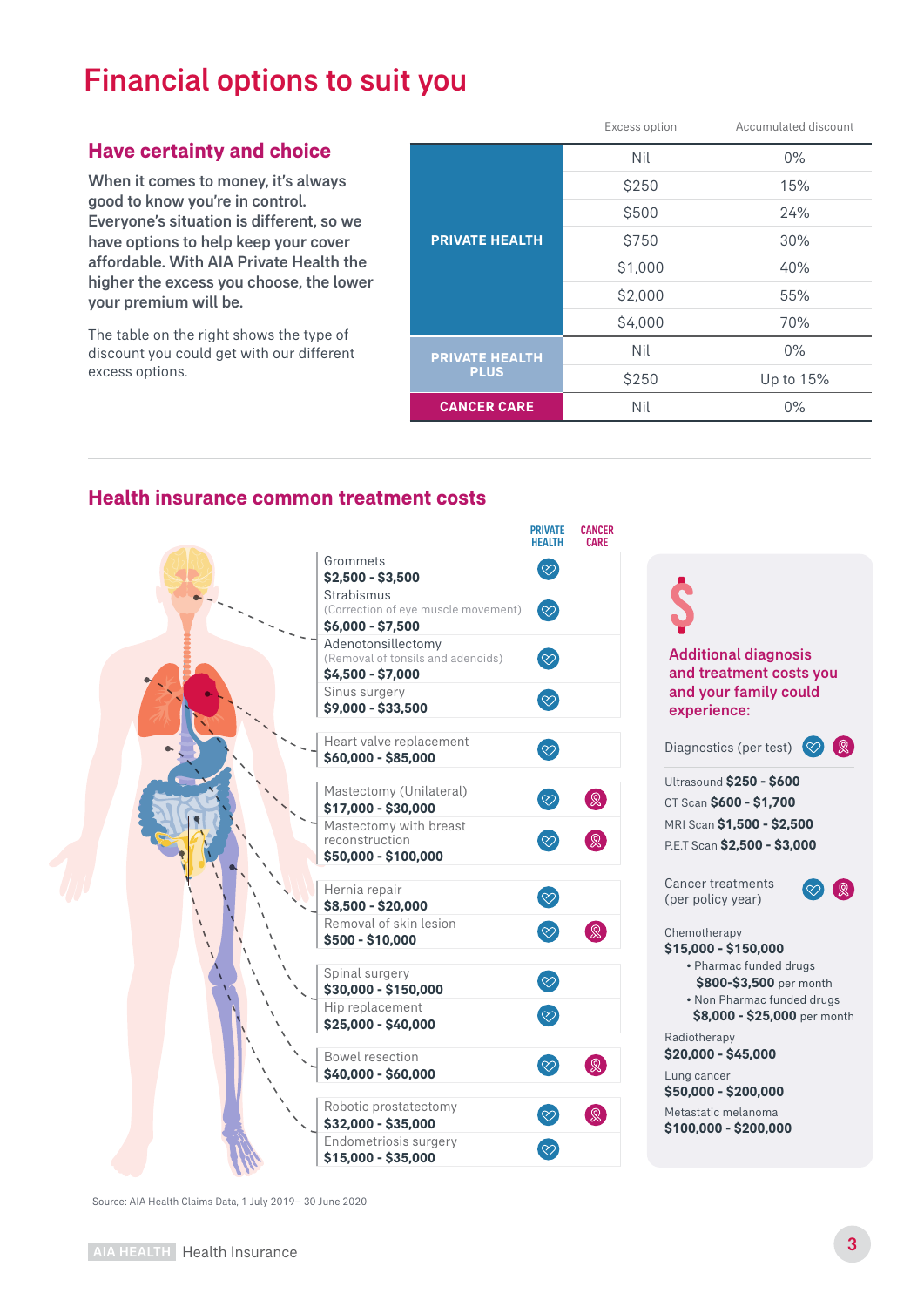# Financial options to suit you

## Have certainty and choice

**When it comes to money, it's always good to know you're in control. Everyone's situation is different, so we have options to help keep your cover affordable. With AIA Private Health the higher the excess you choose, the lower your premium will be.**

The table on the right shows the type of discount you could get with our different excess options.

| | Excess option | Accumulated discount |
|---|---|---|
| PRIVATE HEALTH | Nil | 0% |
| | $250 | 15% |
| | $500 | 24% |
| | $750 | 30% |
| | $1,000 | 40% |
| | $2,000 | 55% |
| | $4,000 | 70% |
| PRIVATE HEALTH PLUS | Nil | 0% |
| | $250 | Up to 15% |
| CANCER CARE | Nil | 0% |

## Health insurance common treatment costs

| Treatment | PRIVATE HEALTH | CANCER CARE |
|---|---|---|
| Grommets **$2,500 - $3,500** | ✓ | |
| Strabismus (Correction of eye muscle movement) **$6,000 - $7,500** | ✓ | |
| Adenotonsillectomy (Removal of tonsils and adenoids) **$4,500 - $7,000** | ✓ | |
| Sinus surgery **$9,000 - $33,500** | ✓ | |
| Heart valve replacement **$60,000 - $85,000** | ✓ | |
| Mastectomy (Unilateral) **$17,000 - $30,000** | ✓ | ✓ |
| Mastectomy with breast reconstruction **$50,000 - $100,000** | ✓ | ✓ |
| Hernia repair **$8,500 - $20,000** | ✓ | |
| Removal of skin lesion **$500 - $10,000** | ✓ | ✓ |
| Spinal surgery **$30,000 - $150,000** | ✓ | |
| Hip replacement **$25,000 - $40,000** | ✓ | |
| Bowel resection **$40,000 - $60,000** | ✓ | ✓ |
| Robotic prostatectomy **$32,000 - $35,000** | ✓ | ✓ |
| Endometriosis surgery **$15,000 - $35,000** | ✓ | |

### Additional diagnosis and treatment costs you and your family could experience:

**Diagnostics (per test)** (Private Health ✓, Cancer Care ✓)

- Ultrasound **$250 - $600**
- CT Scan **$600 - $1,700**
- MRI Scan **$1,500 - $2,500**
- P.E.T Scan **$2,500 - $3,000**

**Cancer treatments (per policy year)** (Private Health ✓, Cancer Care ✓)

Chemotherapy
**$15,000 - $150,000**
- Pharmac funded drugs **$800-$3,500** per month
- Non Pharmac funded drugs **$8,000 - $25,000** per month

Radiotherapy
**$20,000 - $45,000**

Lung cancer
**$50,000 - $200,000**

Metastatic melanoma
**$100,000 - $200,000**

Source: AIA Health Claims Data, 1 July 2019– 30 June 2020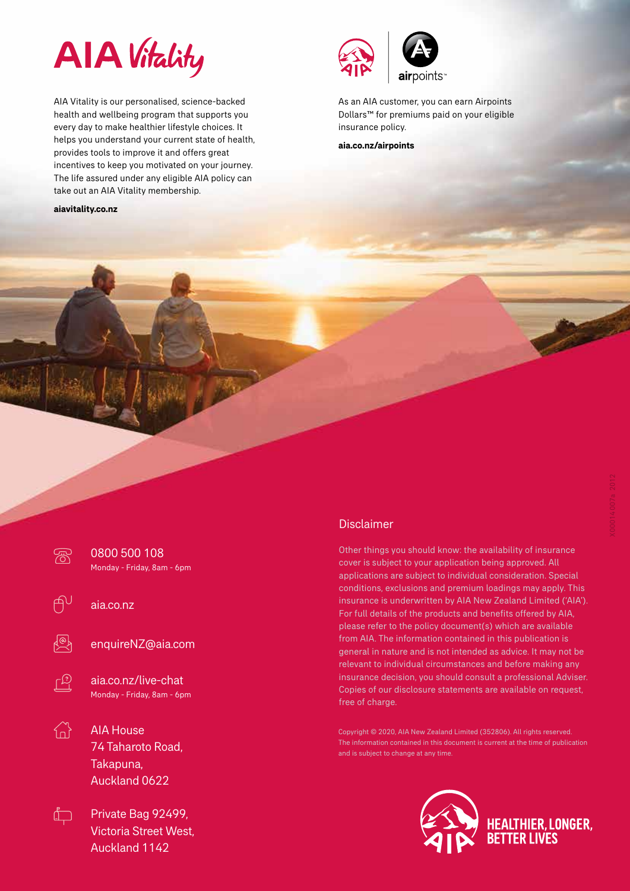# AIA Vitality

AIA Vitality is our personalised, science-backed health and wellbeing program that supports you every day to make healthier lifestyle choices. It helps you understand your current state of health, provides tools to improve it and offers great incentives to keep you motivated on your journey. The life assured under any eligible AIA policy can take out an AIA Vitality membership.

**aiavitality.co.nz**

airpoints™

As an AIA customer, you can earn Airpoints Dollars™ for premiums paid on your eligible insurance policy.

**aia.co.nz/airpoints**

0800 500 108
Monday - Friday, 8am - 6pm

aia.co.nz

enquireNZ@aia.com

aia.co.nz/live-chat
Monday - Friday, 8am - 6pm

AIA House
74 Taharoto Road,
Takapuna,
Auckland 0622

Private Bag 92499,
Victoria Street West,
Auckland 1142

## Disclaimer

Other things you should know: the availability of insurance cover is subject to your application being approved. All applications are subject to individual consideration. Special conditions, exclusions and premium loadings may apply. This insurance is underwritten by AIA New Zealand Limited ('AIA'). For full details of the products and benefits offered by AIA, please refer to the policy document(s) which are available from AIA. The information contained in this publication is general in nature and is not intended as advice. It may not be relevant to individual circumstances and before making any insurance decision, you should consult a professional Adviser. Copies of our disclosure statements are available on request, free of charge.

Copyright © 2020, AIA New Zealand Limited (352806). All rights reserved. The information contained in this document is current at the time of publication and is subject to change at any time.

HEALTHIER, LONGER, BETTER LIVES

X00014007a 2012